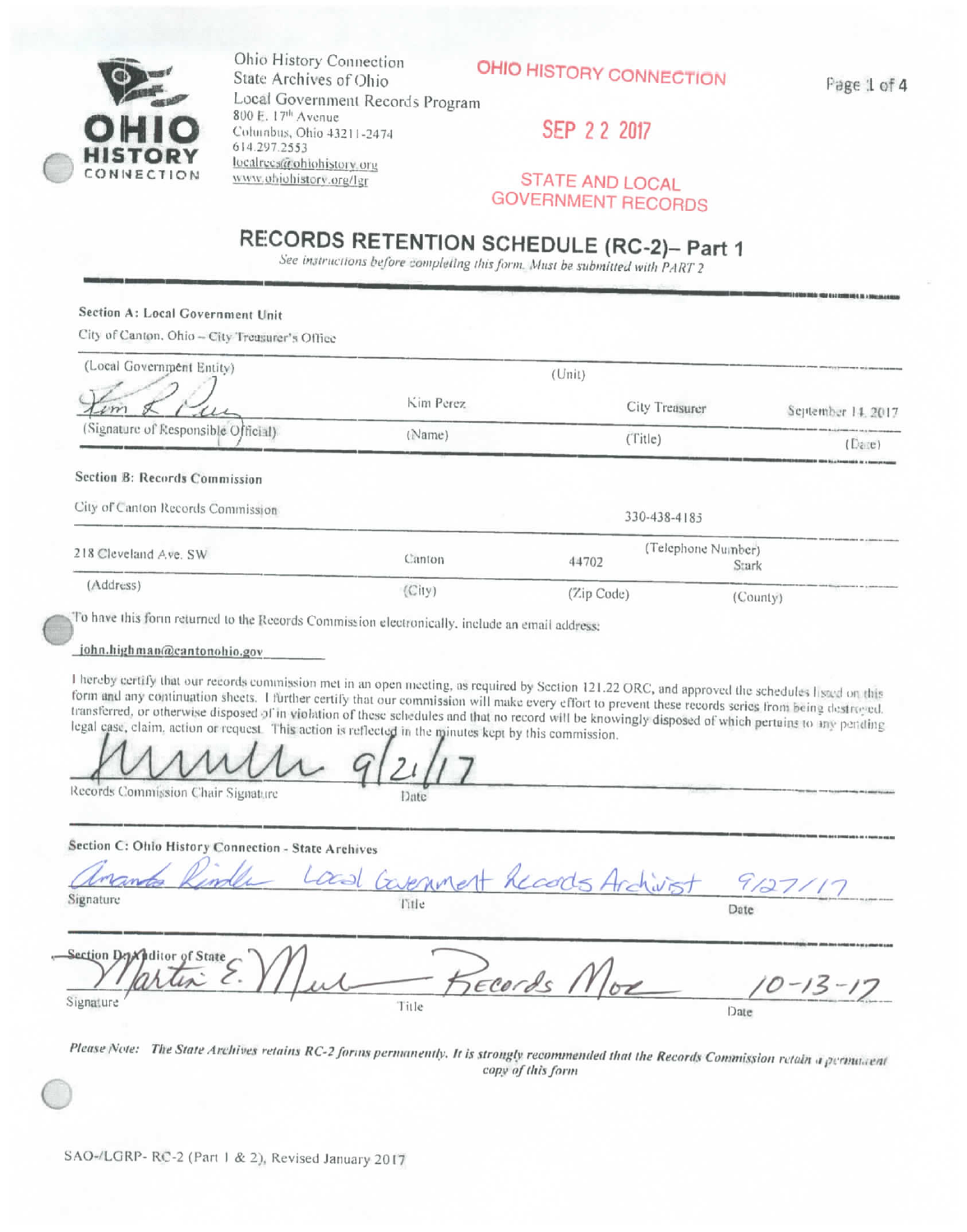Ohio History Connection
State Archives of Ohio
Local Government Records Program
800 E. 17th Avenue
Columbus, Ohio 43211-2474
614.297.2553
localrecs@ohiohistory.org
www.ohiohistory.org/lgr

OHIO HISTORY CONNECTION

SEP 22 2017

STATE AND LOCAL GOVERNMENT RECORDS

# RECORDS RETENTION SCHEDULE (RC-2)– Part 1

*See instructions before completing this form. Must be submitted with PART 2*

**Section A: Local Government Unit**

City of Canton, Ohio – City Treasurer's Office

(Local Government Entity) (Unit)

| (Signature of Responsible Official) | (Name) | (Title) | (Date) |
|---|---|---|---|
| [signature] | Kim Perez | City Treasurer | September 14, 2017 |

**Section B: Records Commission**

| City of Canton Records Commission | | | 330-438-4185 (Telephone Number) |
|---|---|---|---|
| 218 Cleveland Ave. SW | Canton | 44702 | Stark |
| (Address) | (City) | (Zip Code) | (County) |

To have this form returned to the Records Commission electronically, include an email address:

john.highman@cantonohio.gov

I hereby certify that our records commission met in an open meeting, as required by Section 121.22 ORC, and approved the schedules listed on this form and any continuation sheets. I further certify that our commission will make every effort to prevent these records series from being destroyed, transferred, or otherwise disposed of in violation of these schedules and that no record will be knowingly disposed of which pertains to any pending legal case, claim, action or request. This action is reflected in the minutes kept by this commission.

[signature] 9/21/17

Records Commission Chair Signature Date

**Section C: Ohio History Connection - State Archives**

| Signature | Title | Date |
|---|---|---|
| Amanda Rindler | Local Government Records Archivist | 9/27/17 |

**Section D: Auditor of State**

| Signature | Title | Date |
|---|---|---|
| Martin E. Muel | Records Mgr | 10-13-17 |

*Please Note: The State Archives retains RC-2 forms permanently. It is strongly recommended that the Records Commission retain a permanent copy of this form*

SAO-/LGRP- RC-2 (Part 1 & 2), Revised January 2017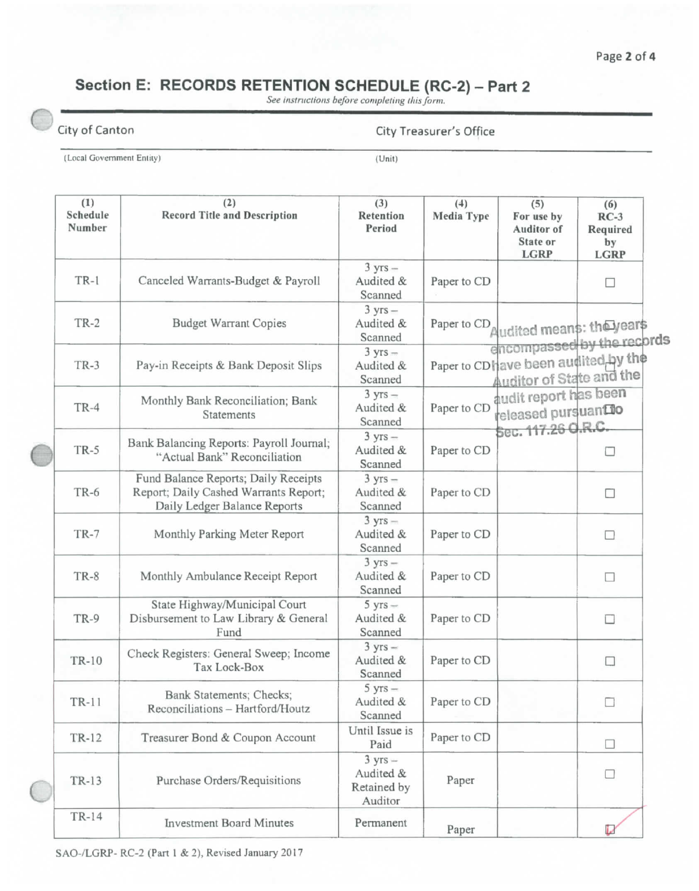## Section E: RECORDS RETENTION SCHEDULE (RC-2) – Part 2

*See instructions before completing this form.*

City of Canton — City Treasurer's Office

(Local Government Entity) — (Unit)

| (1) Schedule Number | (2) Record Title and Description | (3) Retention Period | (4) Media Type | (5) For use by Auditor of State or LGRP | (6) RC-3 Required by LGRP |
|---|---|---|---|---|---|
| TR-1 | Canceled Warrants-Budget & Payroll | 3 yrs – Audited & Scanned | Paper to CD | | ☐ |
| TR-2 | Budget Warrant Copies | 3 yrs – Audited & Scanned | Paper to CD | | ☐ |
| TR-3 | Pay-in Receipts & Bank Deposit Slips | 3 yrs – Audited & Scanned | Paper to CD | | ☐ |
| TR-4 | Monthly Bank Reconciliation; Bank Statements | 3 yrs – Audited & Scanned | Paper to CD | | |
| TR-5 | Bank Balancing Reports: Payroll Journal; "Actual Bank" Reconciliation | 3 yrs – Audited & Scanned | Paper to CD | | ☐ |
| TR-6 | Fund Balance Reports; Daily Receipts Report; Daily Cashed Warrants Report; Daily Ledger Balance Reports | 3 yrs – Audited & Scanned | Paper to CD | | ☐ |
| TR-7 | Monthly Parking Meter Report | 3 yrs – Audited & Scanned | Paper to CD | | ☐ |
| TR-8 | Monthly Ambulance Receipt Report | 3 yrs – Audited & Scanned | Paper to CD | | ☐ |
| TR-9 | State Highway/Municipal Court Disbursement to Law Library & General Fund | 5 yrs – Audited & Scanned | Paper to CD | | ☐ |
| TR-10 | Check Registers: General Sweep; Income Tax Lock-Box | 3 yrs – Audited & Scanned | Paper to CD | | ☐ |
| TR-11 | Bank Statements; Checks; Reconciliations – Hartford/Houtz | 5 yrs – Audited & Scanned | Paper to CD | | ☐ |
| TR-12 | Treasurer Bond & Coupon Account | Until Issue is Paid | Paper to CD | | ☐ |
| TR-13 | Purchase Orders/Requisitions | 3 yrs – Audited & Retained by Auditor | Paper | | ☐ |
| TR-14 | Investment Board Minutes | Permanent | Paper | | ☑ |

Audited means: the years encompassed by the records have been audited by the Auditor of State and the audit report has been released pursuant to Sec. 117.26 O.R.C.

SAO-/LGRP- RC-2 (Part 1 & 2), Revised January 2017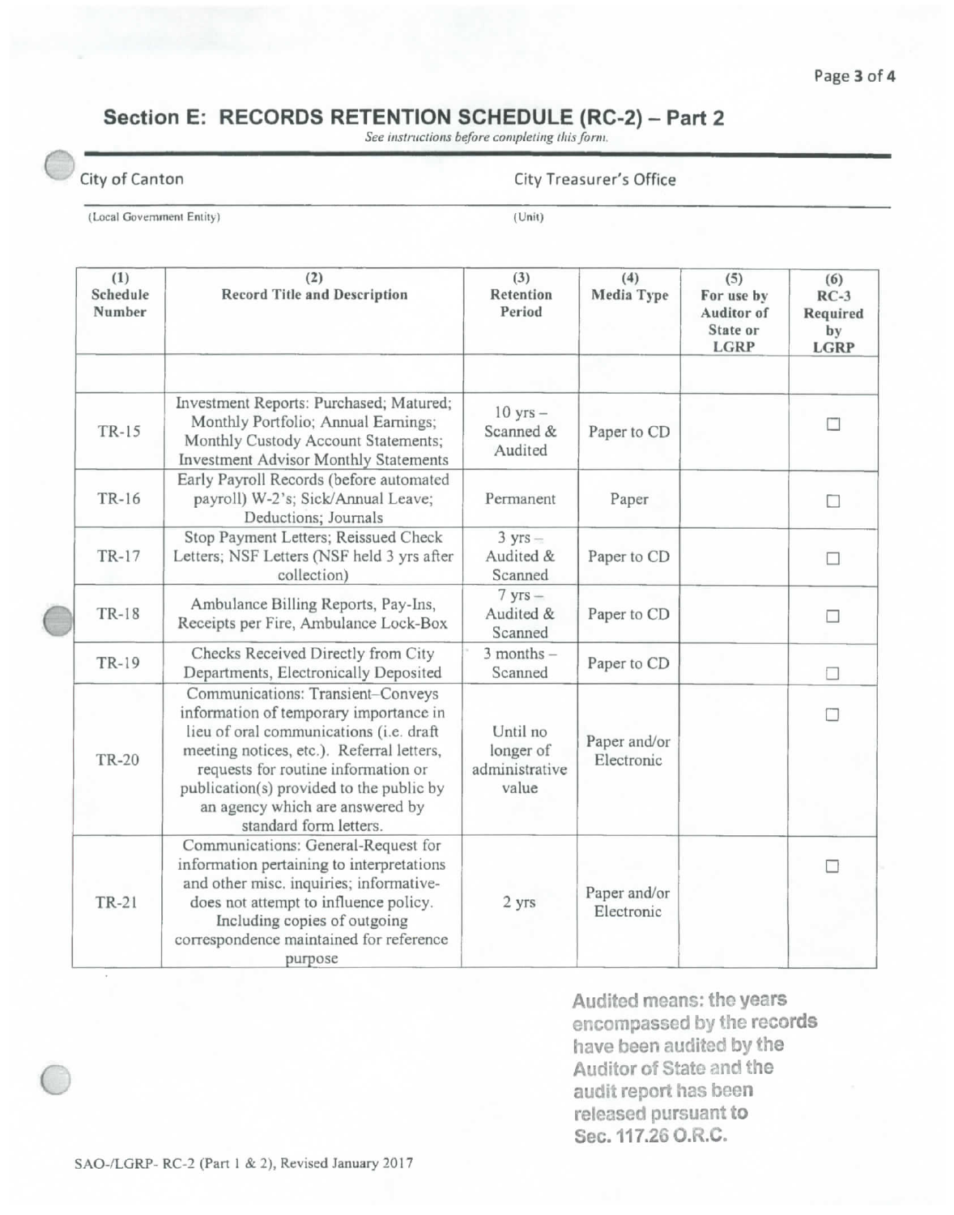## Section E: RECORDS RETENTION SCHEDULE (RC-2) – Part 2

*See instructions before completing this form.*

City of Canton — (Local Government Entity)

City Treasurer's Office — (Unit)

| (1) Schedule Number | (2) Record Title and Description | (3) Retention Period | (4) Media Type | (5) For use by Auditor of State or LGRP | (6) RC-3 Required by LGRP |
|---|---|---|---|---|---|
| | | | | | |
| TR-15 | Investment Reports: Purchased; Matured; Monthly Portfolio; Annual Earnings; Monthly Custody Account Statements; Investment Advisor Monthly Statements | 10 yrs – Scanned & Audited | Paper to CD | | ☐ |
| TR-16 | Early Payroll Records (before automated payroll) W-2's; Sick/Annual Leave; Deductions; Journals | Permanent | Paper | | ☐ |
| TR-17 | Stop Payment Letters; Reissued Check Letters; NSF Letters (NSF held 3 yrs after collection) | 3 yrs – Audited & Scanned | Paper to CD | | ☐ |
| TR-18 | Ambulance Billing Reports, Pay-Ins, Receipts per Fire, Ambulance Lock-Box | 7 yrs – Audited & Scanned | Paper to CD | | ☐ |
| TR-19 | Checks Received Directly from City Departments, Electronically Deposited | 3 months – Scanned | Paper to CD | | ☐ |
| TR-20 | Communications: Transient–Conveys information of temporary importance in lieu of oral communications (i.e. draft meeting notices, etc.). Referral letters, requests for routine information or publication(s) provided to the public by an agency which are answered by standard form letters. | Until no longer of administrative value | Paper and/or Electronic | | ☐ |
| TR-21 | Communications: General-Request for information pertaining to interpretations and other misc. inquiries; informative-does not attempt to influence policy. Including copies of outgoing correspondence maintained for reference purpose | 2 yrs | Paper and/or Electronic | | ☐ |

**Audited means: the years encompassed by the records have been audited by the Auditor of State and the audit report has been released pursuant to Sec. 117.26 O.R.C.**

SAO-/LGRP- RC-2 (Part 1 & 2), Revised January 2017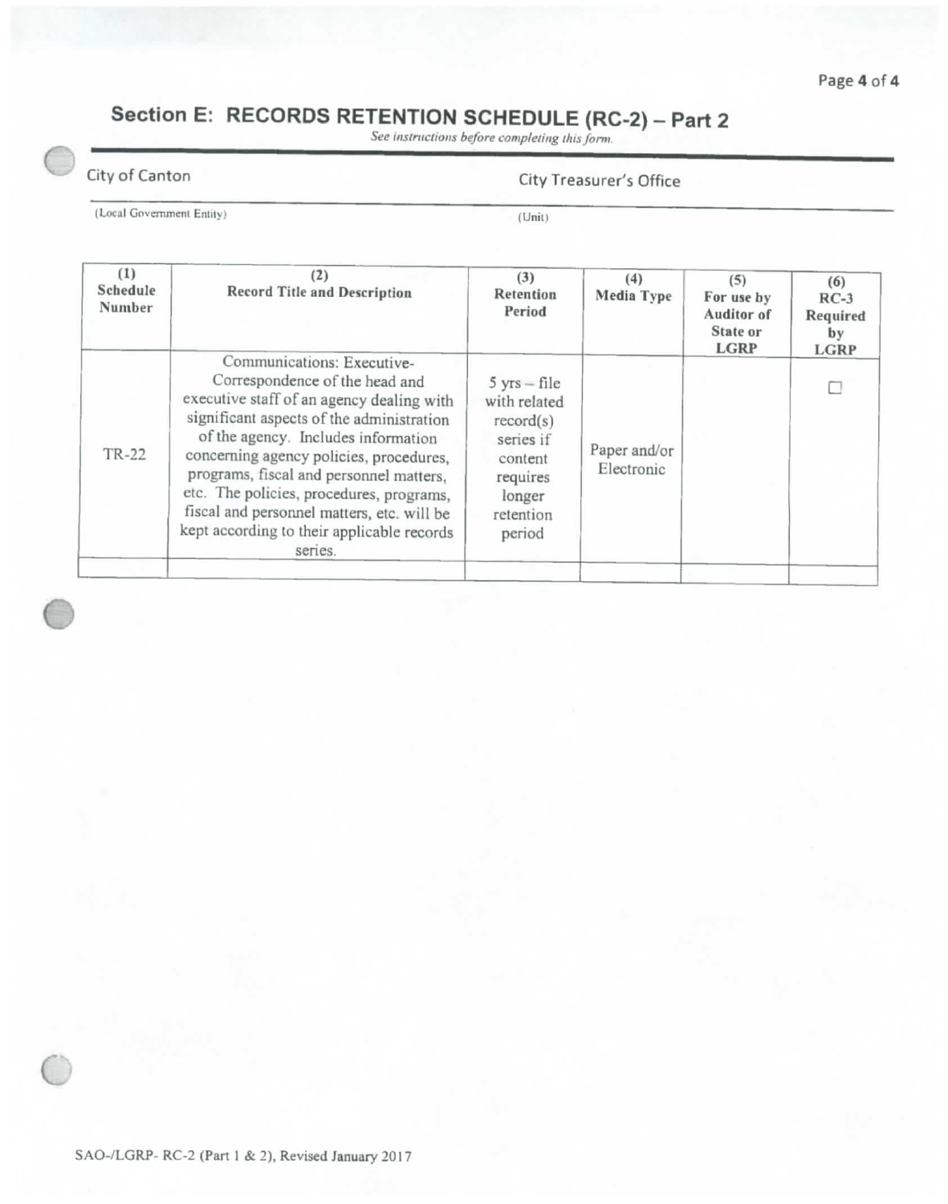## Section E: RECORDS RETENTION SCHEDULE (RC-2) – Part 2

*See instructions before completing this form.*

City of Canton — City Treasurer's Office

(Local Government Entity) — (Unit)

| (1) Schedule Number | (2) Record Title and Description | (3) Retention Period | (4) Media Type | (5) For use by Auditor of State or LGRP | (6) RC-3 Required by LGRP |
|---|---|---|---|---|---|
| TR-22 | Communications: Executive- Correspondence of the head and executive staff of an agency dealing with significant aspects of the administration of the agency. Includes information concerning agency policies, procedures, programs, fiscal and personnel matters, etc. The policies, procedures, programs, fiscal and personnel matters, etc. will be kept according to their applicable records series. | 5 yrs – file with related record(s) series if content requires longer retention period | Paper and/or Electronic | | ☐ |
| | | | | | |

SAO-/LGRP- RC-2 (Part 1 & 2), Revised January 2017